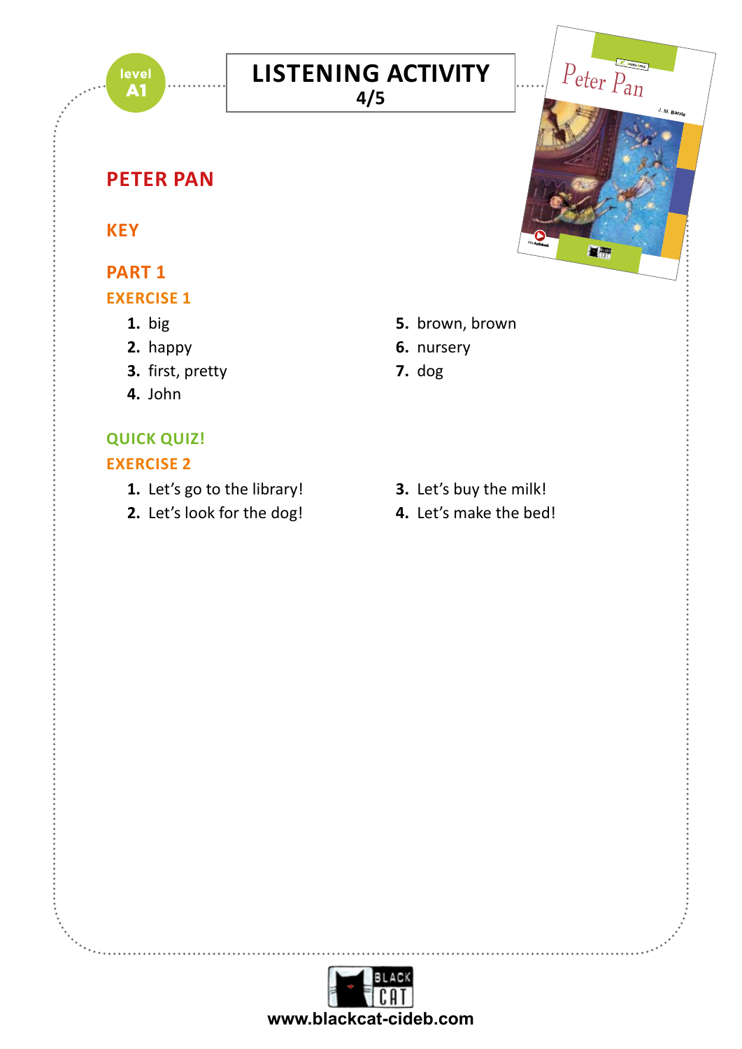level A1

# LISTENING ACTIVITY

4/5

## PETER PAN

### KEY

### PART 1

#### EXERCISE 1

1. big
2. happy
3. first, pretty
4. John
5. brown, brown
6. nursery
7. dog

#### QUICK QUIZ!

#### EXERCISE 2

1. Let's go to the library!
2. Let's look for the dog!
3. Let's buy the milk!
4. Let's make the bed!

www.blackcat-cideb.com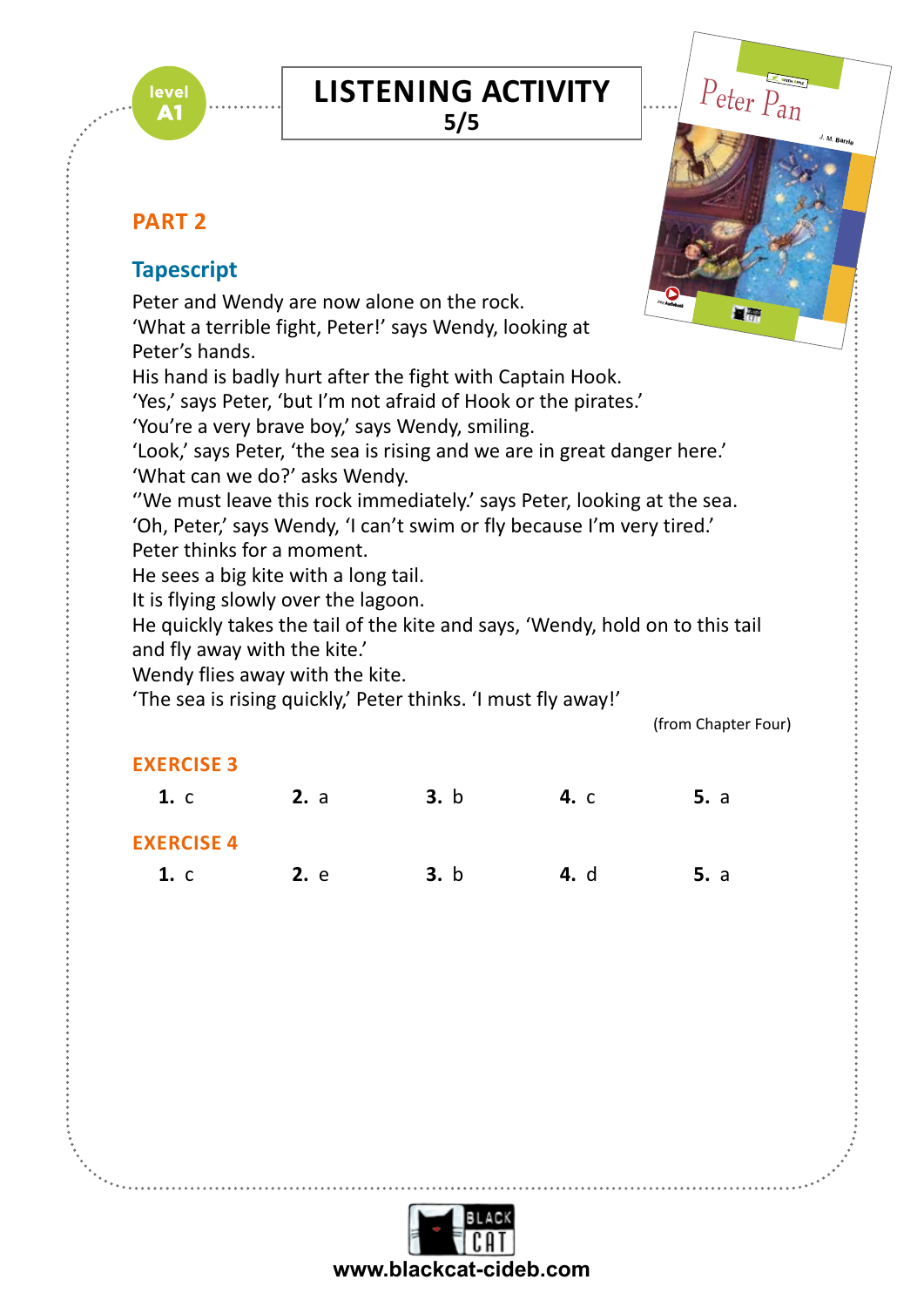level A1

# LISTENING ACTIVITY
**5/5**

## PART 2

### Tapescript

Peter and Wendy are now alone on the rock.
'What a terrible fight, Peter!' says Wendy, looking at Peter's hands.
His hand is badly hurt after the fight with Captain Hook.
'Yes,' says Peter, 'but I'm not afraid of Hook or the pirates.'
'You're a very brave boy,' says Wendy, smiling.
'Look,' says Peter, 'the sea is rising and we are in great danger here.'
'What can we do?' asks Wendy.
''We must leave this rock immediately.' says Peter, looking at the sea.
'Oh, Peter,' says Wendy, 'I can't swim or fly because I'm very tired.'
Peter thinks for a moment.
He sees a big kite with a long tail.
It is flying slowly over the lagoon.
He quickly takes the tail of the kite and says, 'Wendy, hold on to this tail and fly away with the kite.'
Wendy flies away with the kite.
'The sea is rising quickly,' Peter thinks. 'I must fly away!'

(from Chapter Four)

## EXERCISE 3

**1.** c **2.** a **3.** b **4.** c **5.** a

## EXERCISE 4

**1.** c **2.** e **3.** b **4.** d **5.** a

www.blackcat-cideb.com